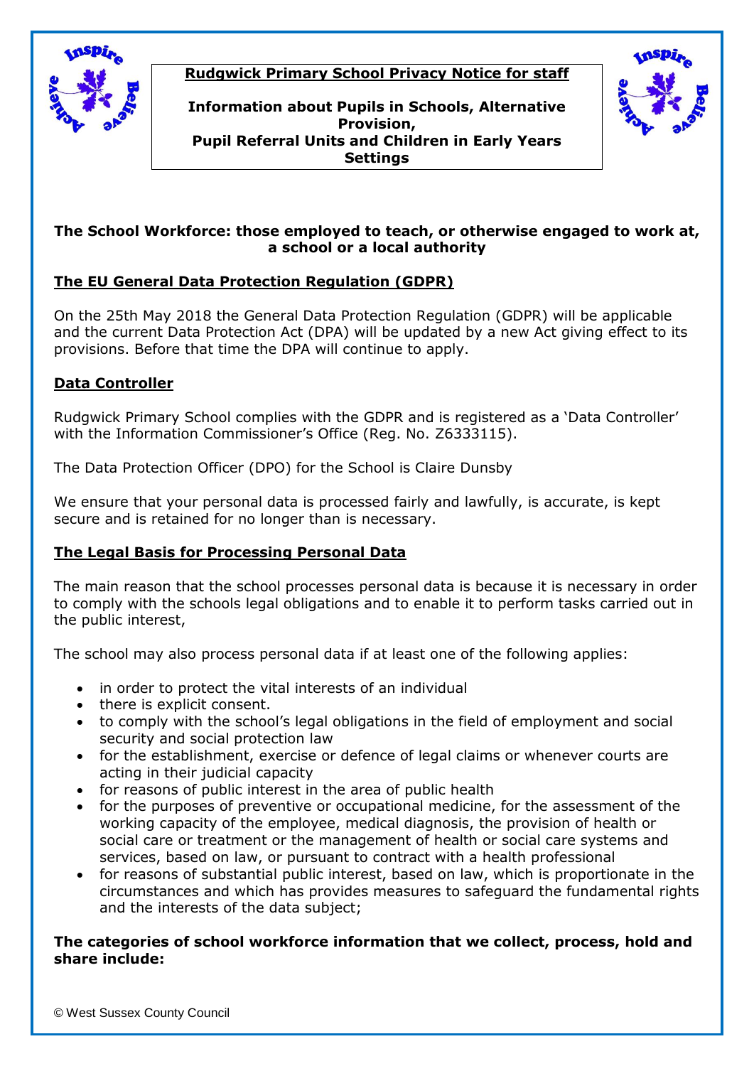# Rudgwick Primary School Privacy Notice for staff

**Information about Pupils in Schools, Alternative Provision, Pupil Referral Units and Children in Early Years Settings**

**The School Workforce: those employed to teach, or otherwise engaged to work at, a school or a local authority**

## The EU General Data Protection Regulation (GDPR)

On the 25th May 2018 the General Data Protection Regulation (GDPR) will be applicable and the current Data Protection Act (DPA) will be updated by a new Act giving effect to its provisions. Before that time the DPA will continue to apply.

## Data Controller

Rudgwick Primary School complies with the GDPR and is registered as a 'Data Controller' with the Information Commissioner's Office (Reg. No. Z6333115).

The Data Protection Officer (DPO) for the School is Claire Dunsby

We ensure that your personal data is processed fairly and lawfully, is accurate, is kept secure and is retained for no longer than is necessary.

## The Legal Basis for Processing Personal Data

The main reason that the school processes personal data is because it is necessary in order to comply with the schools legal obligations and to enable it to perform tasks carried out in the public interest,

The school may also process personal data if at least one of the following applies:

- in order to protect the vital interests of an individual
- there is explicit consent.
- to comply with the school's legal obligations in the field of employment and social security and social protection law
- for the establishment, exercise or defence of legal claims or whenever courts are acting in their judicial capacity
- for reasons of public interest in the area of public health
- for the purposes of preventive or occupational medicine, for the assessment of the working capacity of the employee, medical diagnosis, the provision of health or social care or treatment or the management of health or social care systems and services, based on law, or pursuant to contract with a health professional
- for reasons of substantial public interest, based on law, which is proportionate in the circumstances and which has provides measures to safeguard the fundamental rights and the interests of the data subject;

**The categories of school workforce information that we collect, process, hold and share include:**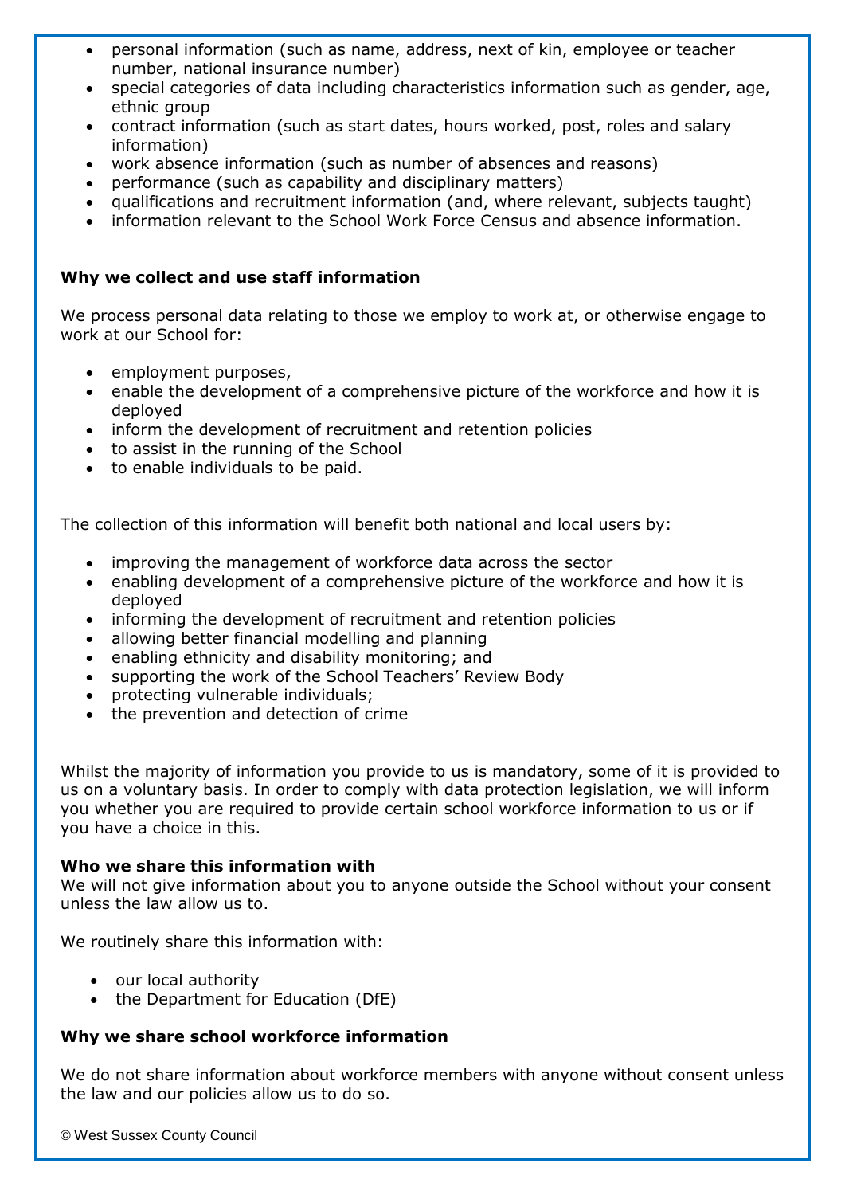- personal information (such as name, address, next of kin, employee or teacher number, national insurance number)
- special categories of data including characteristics information such as gender, age, ethnic group
- contract information (such as start dates, hours worked, post, roles and salary information)
- work absence information (such as number of absences and reasons)
- performance (such as capability and disciplinary matters)
- qualifications and recruitment information (and, where relevant, subjects taught)
- information relevant to the School Work Force Census and absence information.

**Why we collect and use staff information**

We process personal data relating to those we employ to work at, or otherwise engage to work at our School for:

- employment purposes,
- enable the development of a comprehensive picture of the workforce and how it is deployed
- inform the development of recruitment and retention policies
- to assist in the running of the School
- to enable individuals to be paid.

The collection of this information will benefit both national and local users by:

- improving the management of workforce data across the sector
- enabling development of a comprehensive picture of the workforce and how it is deployed
- informing the development of recruitment and retention policies
- allowing better financial modelling and planning
- enabling ethnicity and disability monitoring; and
- supporting the work of the School Teachers' Review Body
- protecting vulnerable individuals;
- the prevention and detection of crime

Whilst the majority of information you provide to us is mandatory, some of it is provided to us on a voluntary basis. In order to comply with data protection legislation, we will inform you whether you are required to provide certain school workforce information to us or if you have a choice in this.

**Who we share this information with**

We will not give information about you to anyone outside the School without your consent unless the law allow us to.

We routinely share this information with:

- our local authority
- the Department for Education (DfE)

**Why we share school workforce information**

We do not share information about workforce members with anyone without consent unless the law and our policies allow us to do so.

© West Sussex County Council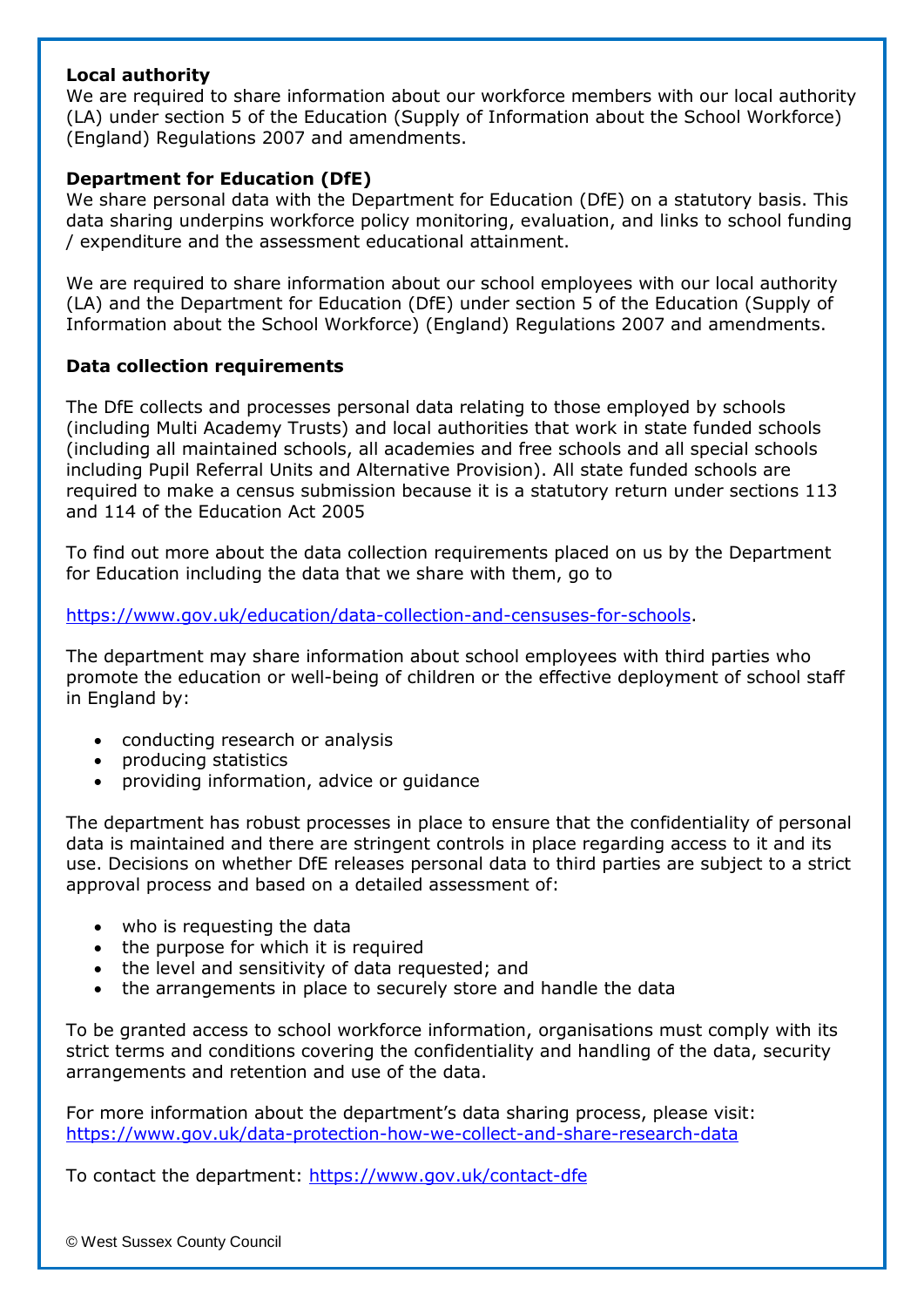**Local authority**
We are required to share information about our workforce members with our local authority (LA) under section 5 of the Education (Supply of Information about the School Workforce) (England) Regulations 2007 and amendments.

**Department for Education (DfE)**
We share personal data with the Department for Education (DfE) on a statutory basis. This data sharing underpins workforce policy monitoring, evaluation, and links to school funding / expenditure and the assessment educational attainment.

We are required to share information about our school employees with our local authority (LA) and the Department for Education (DfE) under section 5 of the Education (Supply of Information about the School Workforce) (England) Regulations 2007 and amendments.

**Data collection requirements**

The DfE collects and processes personal data relating to those employed by schools (including Multi Academy Trusts) and local authorities that work in state funded schools (including all maintained schools, all academies and free schools and all special schools including Pupil Referral Units and Alternative Provision). All state funded schools are required to make a census submission because it is a statutory return under sections 113 and 114 of the Education Act 2005

To find out more about the data collection requirements placed on us by the Department for Education including the data that we share with them, go to

https://www.gov.uk/education/data-collection-and-censuses-for-schools.

The department may share information about school employees with third parties who promote the education or well-being of children or the effective deployment of school staff in England by:

- conducting research or analysis
- producing statistics
- providing information, advice or guidance

The department has robust processes in place to ensure that the confidentiality of personal data is maintained and there are stringent controls in place regarding access to it and its use. Decisions on whether DfE releases personal data to third parties are subject to a strict approval process and based on a detailed assessment of:

- who is requesting the data
- the purpose for which it is required
- the level and sensitivity of data requested; and
- the arrangements in place to securely store and handle the data

To be granted access to school workforce information, organisations must comply with its strict terms and conditions covering the confidentiality and handling of the data, security arrangements and retention and use of the data.

For more information about the department's data sharing process, please visit:
https://www.gov.uk/data-protection-how-we-collect-and-share-research-data

To contact the department: https://www.gov.uk/contact-dfe

© West Sussex County Council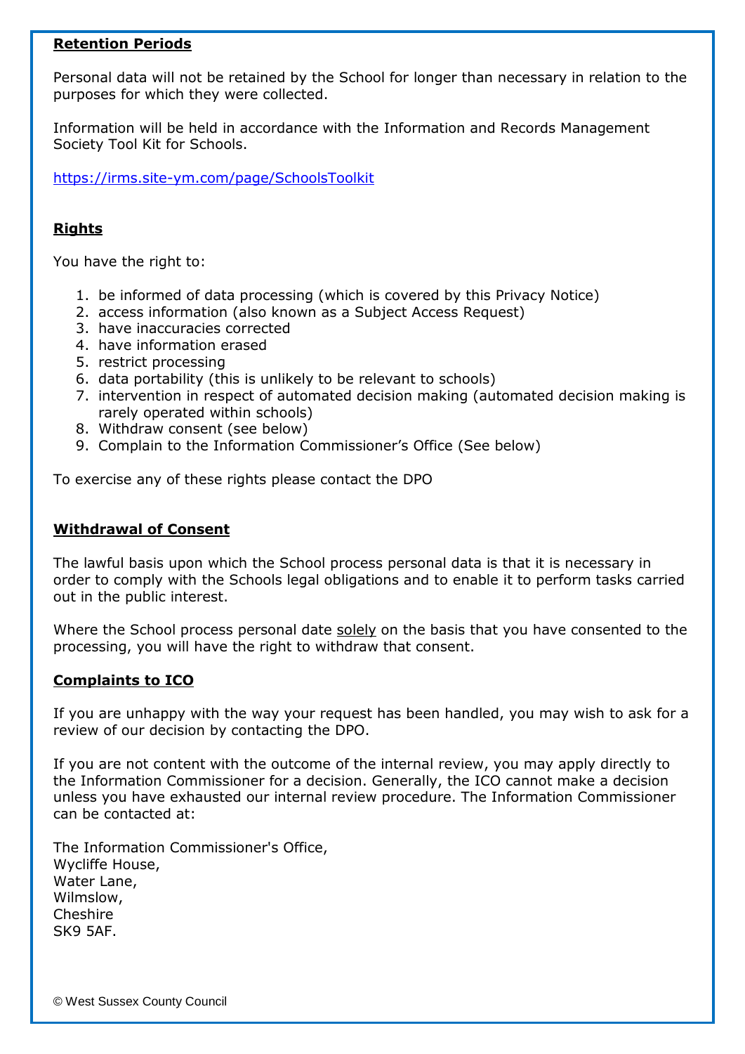**Retention Periods**

Personal data will not be retained by the School for longer than necessary in relation to the purposes for which they were collected.

Information will be held in accordance with the Information and Records Management Society Tool Kit for Schools.

https://irms.site-ym.com/page/SchoolsToolkit

**Rights**

You have the right to:

1. be informed of data processing (which is covered by this Privacy Notice)
2. access information (also known as a Subject Access Request)
3. have inaccuracies corrected
4. have information erased
5. restrict processing
6. data portability (this is unlikely to be relevant to schools)
7. intervention in respect of automated decision making (automated decision making is rarely operated within schools)
8. Withdraw consent (see below)
9. Complain to the Information Commissioner's Office (See below)

To exercise any of these rights please contact the DPO

**Withdrawal of Consent**

The lawful basis upon which the School process personal data is that it is necessary in order to comply with the Schools legal obligations and to enable it to perform tasks carried out in the public interest.

Where the School process personal date solely on the basis that you have consented to the processing, you will have the right to withdraw that consent.

**Complaints to ICO**

If you are unhappy with the way your request has been handled, you may wish to ask for a review of our decision by contacting the DPO.

If you are not content with the outcome of the internal review, you may apply directly to the Information Commissioner for a decision. Generally, the ICO cannot make a decision unless you have exhausted our internal review procedure. The Information Commissioner can be contacted at:

The Information Commissioner's Office,
Wycliffe House,
Water Lane,
Wilmslow,
Cheshire
SK9 5AF.

© West Sussex County Council